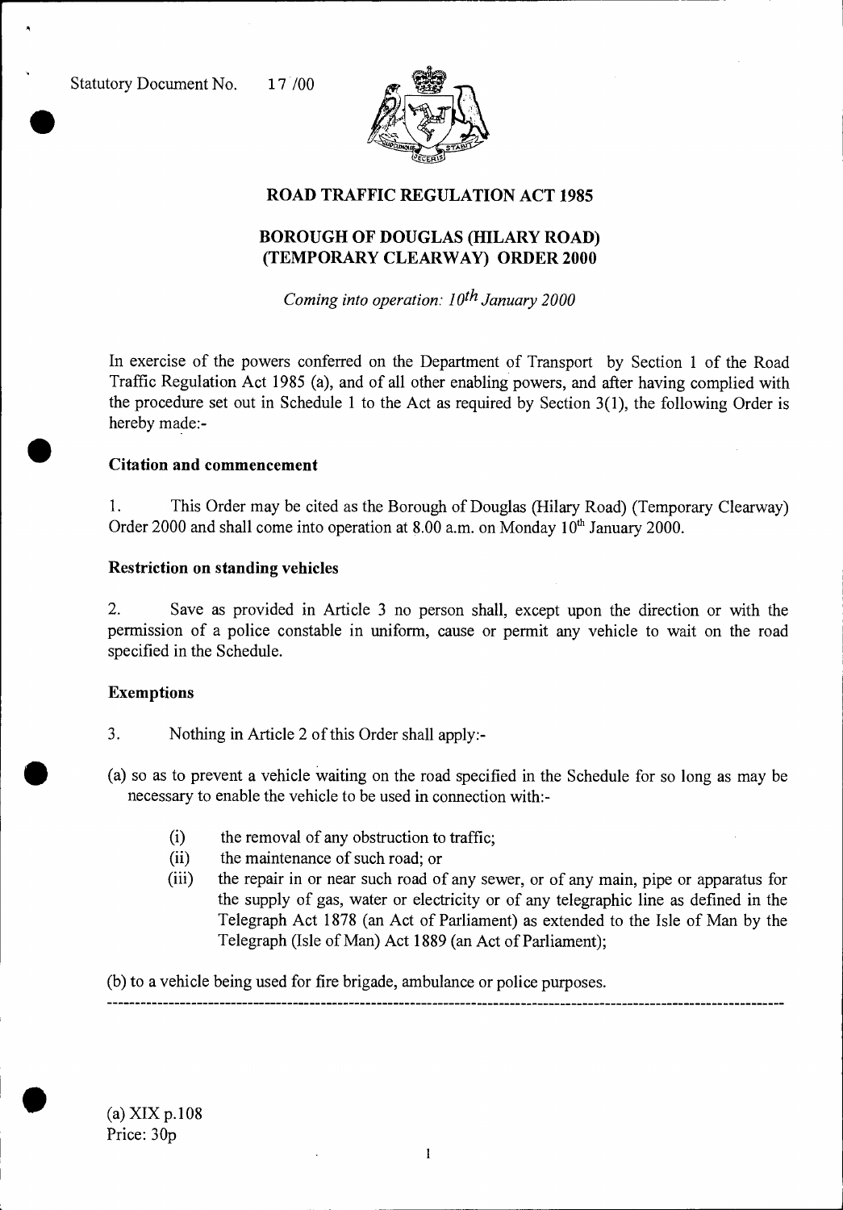Statutory Document No. 17 /00

## ROAD TRAFFIC REGULATION ACT 1985

## BOROUGH OF DOUGLAS (HILARY ROAD) (TEMPORARY CLEARWAY) ORDER 2000

*Coming into operation: 10th January 2000*

In exercise of the powers conferred on the Department of Transport by Section 1 of the Road Traffic Regulation Act 1985 (a), and of all other enabling powers, and after having complied with the procedure set out in Schedule 1 to the Act as required by Section 3(1), the following Order is hereby made:-

### Citation and commencement

1. This Order may be cited as the Borough of Douglas (Hilary Road) (Temporary Clearway) Order 2000 and shall come into operation at 8.00 a.m. on Monday 10th January 2000.

### Restriction on standing vehicles

2. Save as provided in Article 3 no person shall, except upon the direction or with the permission of a police constable in uniform, cause or permit any vehicle to wait on the road specified in the Schedule.

### Exemptions

3. Nothing in Article 2 of this Order shall apply:-

(a) so as to prevent a vehicle waiting on the road specified in the Schedule for so long as may be necessary to enable the vehicle to be used in connection with:-

- (i) the removal of any obstruction to traffic;
- (ii) the maintenance of such road; or
- (iii) the repair in or near such road of any sewer, or of any main, pipe or apparatus for the supply of gas, water or electricity or of any telegraphic line as defined in the Telegraph Act 1878 (an Act of Parliament) as extended to the Isle of Man by the Telegraph (Isle of Man) Act 1889 (an Act of Parliament);

(b) to a vehicle being used for fire brigade, ambulance or police purposes.

---

(a) XIX p.108
Price: 30p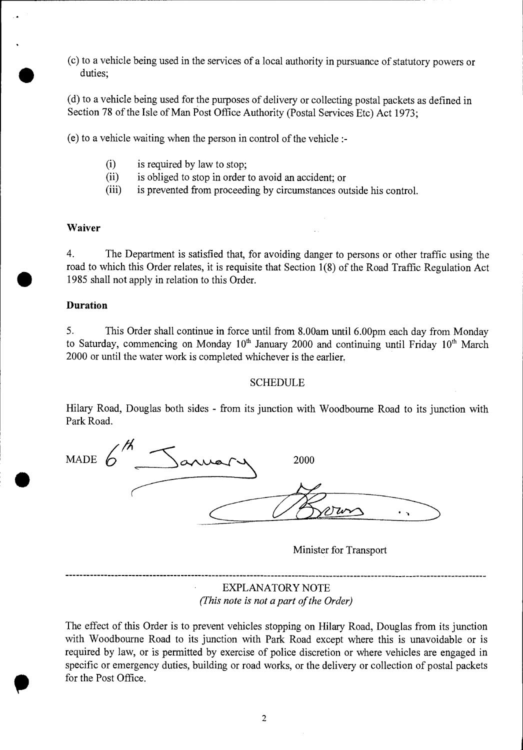(c) to a vehicle being used in the services of a local authority in pursuance of statutory powers or duties;

(d) to a vehicle being used for the purposes of delivery or collecting postal packets as defined in Section 78 of the Isle of Man Post Office Authority (Postal Services Etc) Act 1973;

(e) to a vehicle waiting when the person in control of the vehicle :-

- (i) is required by law to stop;
- (ii) is obliged to stop in order to avoid an accident; or
- (iii) is prevented from proceeding by circumstances outside his control.

**Waiver**

4. The Department is satisfied that, for avoiding danger to persons or other traffic using the road to which this Order relates, it is requisite that Section 1(8) of the Road Traffic Regulation Act 1985 shall not apply in relation to this Order.

**Duration**

5. This Order shall continue in force until from 8.00am until 6.00pm each day from Monday to Saturday, commencing on Monday 10th January 2000 and continuing until Friday 10th March 2000 or until the water work is completed whichever is the earlier.

SCHEDULE

Hilary Road, Douglas both sides - from its junction with Woodbourne Road to its junction with Park Road.

MADE 6th January 2000

Brown

Minister for Transport

---

EXPLANATORY NOTE
*(This note is not a part of the Order)*

The effect of this Order is to prevent vehicles stopping on Hilary Road, Douglas from its junction with Woodbourne Road to its junction with Park Road except where this is unavoidable or is required by law, or is permitted by exercise of police discretion or where vehicles are engaged in specific or emergency duties, building or road works, or the delivery or collection of postal packets for the Post Office.